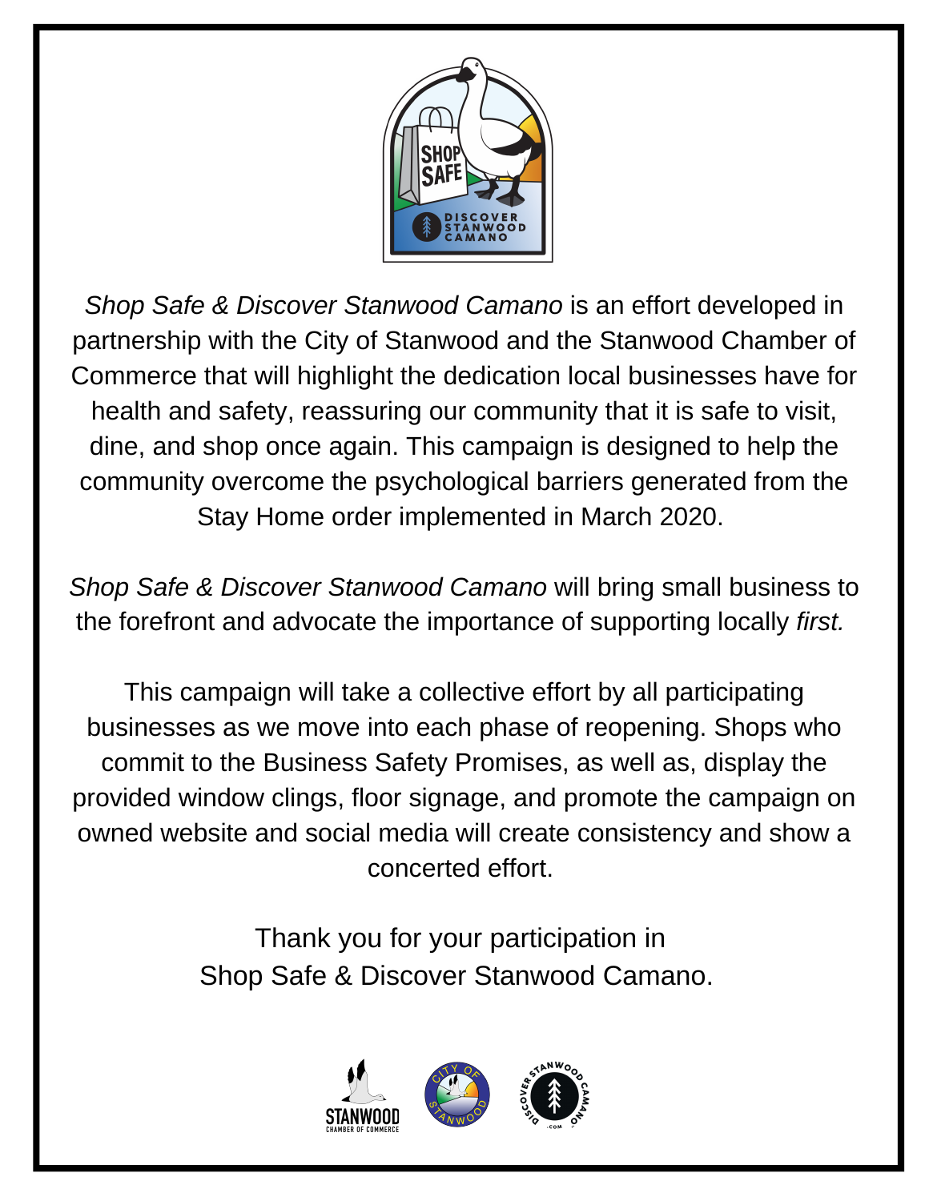*Shop Safe & Discover Stanwood Camano* is an effort developed in partnership with the City of Stanwood and the Stanwood Chamber of Commerce that will highlight the dedication local businesses have for health and safety, reassuring our community that it is safe to visit, dine, and shop once again. This campaign is designed to help the community overcome the psychological barriers generated from the Stay Home order implemented in March 2020.

*Shop Safe & Discover Stanwood Camano* will bring small business to the forefront and advocate the importance of supporting locally *first.*

This campaign will take a collective effort by all participating businesses as we move into each phase of reopening. Shops who commit to the Business Safety Promises, as well as, display the provided window clings, floor signage, and promote the campaign on owned website and social media will create consistency and show a concerted effort.

Thank you for your participation in
Shop Safe & Discover Stanwood Camano.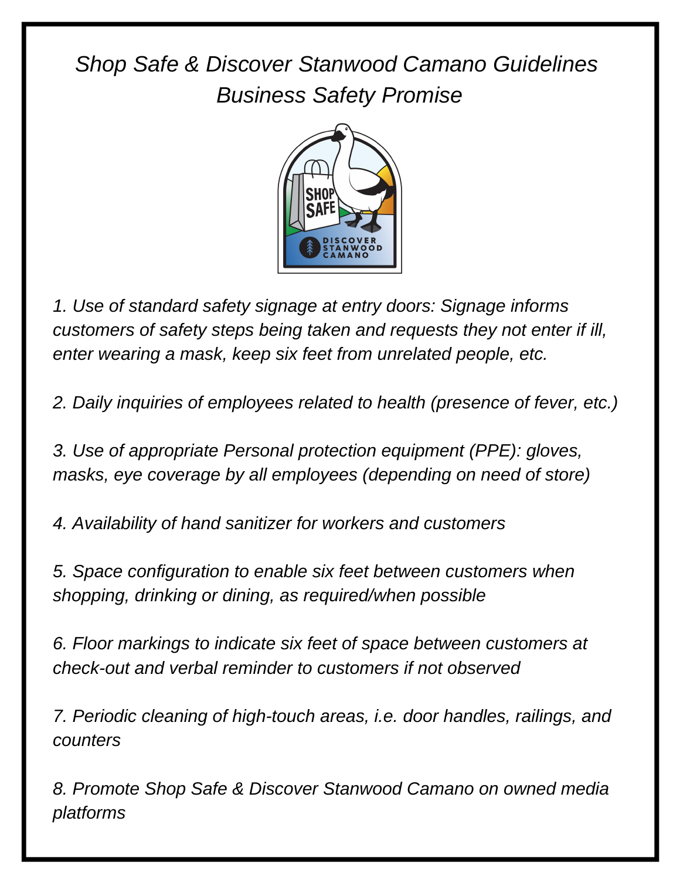# *Shop Safe & Discover Stanwood Camano Guidelines*
# *Business Safety Promise*

*1. Use of standard safety signage at entry doors: Signage informs customers of safety steps being taken and requests they not enter if ill, enter wearing a mask, keep six feet from unrelated people, etc.*

*2. Daily inquiries of employees related to health (presence of fever, etc.)*

*3. Use of appropriate Personal protection equipment (PPE): gloves, masks, eye coverage by all employees (depending on need of store)*

*4. Availability of hand sanitizer for workers and customers*

*5. Space configuration to enable six feet between customers when shopping, drinking or dining, as required/when possible*

*6. Floor markings to indicate six feet of space between customers at check-out and verbal reminder to customers if not observed*

*7. Periodic cleaning of high-touch areas, i.e. door handles, railings, and counters*

*8. Promote Shop Safe & Discover Stanwood Camano on owned media platforms*